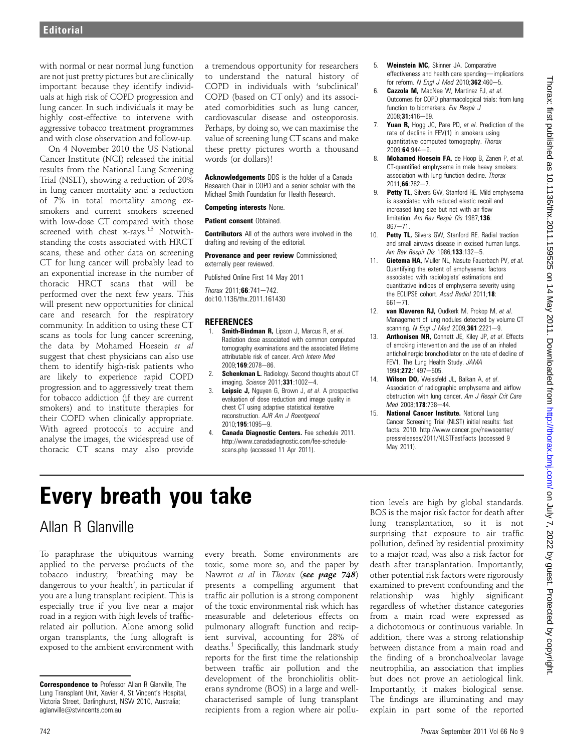with normal or near normal lung function are not just pretty pictures but are clinically important because they identify individuals at high risk of COPD progression and lung cancer. In such individuals it may be highly cost-effective to intervene with aggressive tobacco treatment programmes and with close observation and follow-up.

On 4 November 2010 the US National Cancer Institute (NCI) released the initial results from the National Lung Screening Trial (NSLT), showing a reduction of 20% in lung cancer mortality and a reduction of 7% in total mortality among ex-smokers and current smokers screened with low-dose CT compared with those screened with chest x-rays.[15] Notwithstanding the costs associated with HRCT scans, these and other data on screening CT for lung cancer will probably lead to an exponential increase in the number of thoracic HRCT scans that will be performed over the next few years. This will present new opportunities for clinical care and research for the respiratory community. In addition to using these CT scans as tools for lung cancer screening, the data by Mohamed Hoesein *et al* suggest that chest physicians can also use them to identify high-risk patients who are likely to experience rapid COPD progression and to aggressively treat them for tobacco addiction (if they are current smokers) and to institute therapies for their COPD when clinically appropriate. With agreed protocols to acquire and analyse the images, the widespread use of thoracic CT scans may also provide a tremendous opportunity for researchers to understand the natural history of COPD in individuals with 'subclinical' COPD (based on CT only) and its associated comorbidities such as lung cancer, cardiovascular disease and osteoporosis. Perhaps, by doing so, we can maximise the value of screening lung CT scans and make these pretty pictures worth a thousand words (or dollars)!

**Acknowledgements** DDS is the holder of a Canada Research Chair in COPD and a senior scholar with the Michael Smith Foundation for Health Research.

**Competing interests** None.

**Patient consent** Obtained.

**Contributors** All of the authors were involved in the drafting and revising of the editorial.

**Provenance and peer review** Commissioned; externally peer reviewed.

Published Online First 14 May 2011

*Thorax* 2011;**66**:741–742. doi:10.1136/thx.2011.161430

## REFERENCES

1. **Smith-Bindman R,** Lipson J, Marcus R, *et al.* Radiation dose associated with common computed tomography examinations and the associated lifetime attributable risk of cancer. *Arch Intern Med* 2009;**169**:2078–86.
2. **Schenkman L.** Radiology. Second thoughts about CT imaging. *Science* 2011;**331**:1002–4.
3. **Leipsic J,** Nguyen G, Brown J, *et al.* A prospective evaluation of dose reduction and image quality in chest CT using adaptive statistical iterative reconstruction. *AJR Am J Roentgenol* 2010;**195**:1095–9.
4. **Canada Diagnostic Centers.** Fee schedule 2011. http://www.canadadiagnostic.com/fee-schedule-scans.php (accessed 11 Apr 2011).
5. **Weinstein MC,** Skinner JA. Comparative effectiveness and health care spending—implications for reform. *N Engl J Med* 2010;**362**:460–5.
6. **Cazzola M,** MacNee W, Martinez FJ, *et al.* Outcomes for COPD pharmacological trials: from lung function to biomarkers. *Eur Respir J* 2008;**31**:416–69.
7. **Yuan R,** Hogg JC, Pare PD, *et al.* Prediction of the rate of decline in FEV(1) in smokers using quantitative computed tomography. *Thorax* 2009;**64**:944–9.
8. **Mohamed Hoesein FA,** de Hoop B, Zanen P, *et al.* CT-quantified emphysema in male heavy smokers: association with lung function decline. *Thorax* 2011;**66**:782–7.
9. **Petty TL,** Silvers GW, Stanford RE. Mild emphysema is associated with reduced elastic recoil and increased lung size but not with air-flow limitation. *Am Rev Respir Dis* 1987;**136**:867–71.
10. **Petty TL,** Silvers GW, Stanford RE. Radial traction and small airways disease in excised human lungs. *Am Rev Respir Dis* 1986;**133**:132–5.
11. **Gietema HA,** Muller NL, Nasute Fauerbach PV, *et al.* Quantifying the extent of emphysema: factors associated with radiologists' estimations and quantitative indices of emphysema severity using the ECLIPSE cohort. *Acad Radiol* 2011;**18**:661–71.
12. **van Klaveren RJ,** Oudkerk M, Prokop M, *et al.* Management of lung nodules detected by volume CT scanning. *N Engl J Med* 2009;**361**:2221–9.
13. **Anthonisen NR,** Connett JE, Kiley JP, *et al.* Effects of smoking intervention and the use of an inhaled anticholinergic bronchodilator on the rate of decline of FEV1. The Lung Health Study. *JAMA* 1994;**272**:1497–505.
14. **Wilson DO,** Weissfeld JL, Balkan A, *et al.* Association of radiographic emphysema and airflow obstruction with lung cancer. *Am J Respir Crit Care Med* 2008;**178**:738–44.
15. **National Cancer Institute.** National Lung Cancer Screening Trial (NLST) initial results: fast facts. 2010. http://www.cancer.gov/newscenter/pressreleases/2011/NLSTFastFacts (accessed 9 May 2011).

# Every breath you take

Allan R Glanville

To paraphrase the ubiquitous warning applied to the perverse products of the tobacco industry, 'breathing may be dangerous to your health', in particular if you are a lung transplant recipient. This is especially true if you live near a major road in a region with high levels of traffic-related air pollution. Alone among solid organ transplants, the lung allograft is exposed to the ambient environment with every breath. Some environments are toxic, some more so, and the paper by Nawrot *et al* in *Thorax* (***see page 748***) presents a compelling argument that traffic air pollution is a strong component of the toxic environmental risk which has measurable and deleterious effects on pulmonary allograft function and recipient survival, accounting for 28% of deaths.[1] Specifically, this landmark study reports for the first time the relationship between traffic air pollution and the development of the bronchiolitis obliterans syndrome (BOS) in a large and well-characterised sample of lung transplant recipients from a region where air pollution levels are high by global standards. BOS is the major risk factor for death after lung transplantation, so it is not surprising that exposure to air traffic pollution, defined by residential proximity to a major road, was also a risk factor for death after transplantation. Importantly, other potential risk factors were rigorously examined to prevent confounding and the relationship was highly significant regardless of whether distance categories from a main road were expressed as a dichotomous or continuous variable. In addition, there was a strong relationship between distance from a main road and the finding of a bronchoalveolar lavage neutrophilia, an association that implies but does not prove an aetiological link. Importantly, it makes biological sense. The findings are illuminating and may explain in part some of the reported

**Correspondence to** Professor Allan R Glanville, The Lung Transplant Unit, Xavier 4, St Vincent's Hospital, Victoria Street, Darlinghurst, NSW 2010, Australia; aglanville@stvincents.com.au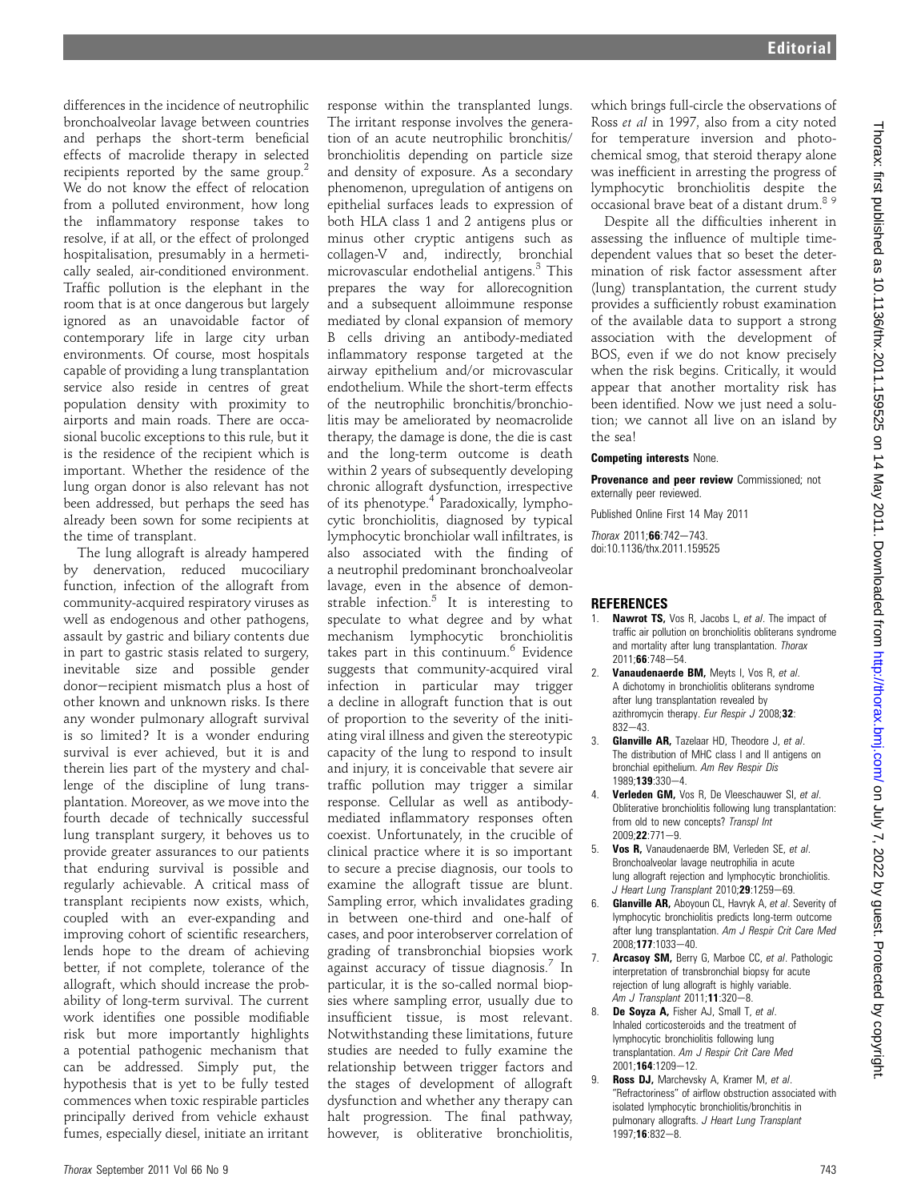differences in the incidence of neutrophilic bronchoalveolar lavage between countries and perhaps the short-term beneficial effects of macrolide therapy in selected recipients reported by the same group.[2] We do not know the effect of relocation from a polluted environment, how long the inflammatory response takes to resolve, if at all, or the effect of prolonged hospitalisation, presumably in a hermetically sealed, air-conditioned environment. Traffic pollution is the elephant in the room that is at once dangerous but largely ignored as an unavoidable factor of contemporary life in large city urban environments. Of course, most hospitals capable of providing a lung transplantation service also reside in centres of great population density with proximity to airports and main roads. There are occasional bucolic exceptions to this rule, but it is the residence of the recipient which is important. Whether the residence of the lung organ donor is also relevant has not been addressed, but perhaps the seed has already been sown for some recipients at the time of transplant.

The lung allograft is already hampered by denervation, reduced mucociliary function, infection of the allograft from community-acquired respiratory viruses as well as endogenous and other pathogens, assault by gastric and biliary contents due in part to gastric stasis related to surgery, inevitable size and possible gender donor–recipient mismatch plus a host of other known and unknown risks. Is there any wonder pulmonary allograft survival is so limited? It is a wonder enduring survival is ever achieved, but it is and therein lies part of the mystery and challenge of the discipline of lung transplantation. Moreover, as we move into the fourth decade of technically successful lung transplant surgery, it behoves us to provide greater assurances to our patients that enduring survival is possible and regularly achievable. A critical mass of transplant recipients now exists, which, coupled with an ever-expanding and improving cohort of scientific researchers, lends hope to the dream of achieving better, if not complete, tolerance of the allograft, which should increase the probability of long-term survival. The current work identifies one possible modifiable risk but more importantly highlights a potential pathogenic mechanism that can be addressed. Simply put, the hypothesis that is yet to be fully tested commences when toxic respirable particles principally derived from vehicle exhaust fumes, especially diesel, initiate an irritant response within the transplanted lungs. The irritant response involves the generation of an acute neutrophilic bronchitis/bronchiolitis depending on particle size and density of exposure. As a secondary phenomenon, upregulation of antigens on epithelial surfaces leads to expression of both HLA class 1 and 2 antigens plus or minus other cryptic antigens such as collagen-V and, indirectly, bronchial microvascular endothelial antigens.[3] This prepares the way for allorecognition and a subsequent alloimmune response mediated by clonal expansion of memory B cells driving an antibody-mediated inflammatory response targeted at the airway epithelium and/or microvascular endothelium. While the short-term effects of the neutrophilic bronchitis/bronchiolitis may be ameliorated by neomacrolide therapy, the damage is done, the die is cast and the long-term outcome is death within 2 years of subsequently developing chronic allograft dysfunction, irrespective of its phenotype.[4] Paradoxically, lymphocytic bronchiolitis, diagnosed by typical lymphocytic bronchiolar wall infiltrates, is also associated with the finding of a neutrophil predominant bronchoalveolar lavage, even in the absence of demonstrable infection.[5] It is interesting to speculate to what degree and by what mechanism lymphocytic bronchiolitis takes part in this continuum.[6] Evidence suggests that community-acquired viral infection in particular may trigger a decline in allograft function that is out of proportion to the severity of the initiating viral illness and given the stereotypic capacity of the lung to respond to insult and injury, it is conceivable that severe air traffic pollution may trigger a similar response. Cellular as well as antibody-mediated inflammatory responses often coexist. Unfortunately, in the crucible of clinical practice where it is so important to secure a precise diagnosis, our tools to examine the allograft tissue are blunt. Sampling error, which invalidates grading in between one-third and one-half of cases, and poor interobserver correlation of grading of transbronchial biopsies work against accuracy of tissue diagnosis.[7] In particular, it is the so-called normal biopsies where sampling error, usually due to insufficient tissue, is most relevant. Notwithstanding these limitations, future studies are needed to fully examine the relationship between trigger factors and the stages of development of allograft dysfunction and whether any therapy can halt progression. The final pathway, however, is obliterative bronchiolitis, which brings full-circle the observations of Ross *et al* in 1997, also from a city noted for temperature inversion and photochemical smog, that steroid therapy alone was inefficient in arresting the progress of lymphocytic bronchiolitis despite the occasional brave beat of a distant drum.[8,9]

Despite all the difficulties inherent in assessing the influence of multiple time-dependent values that so beset the determination of risk factor assessment after (lung) transplantation, the current study provides a sufficiently robust examination of the available data to support a strong association with the development of BOS, even if we do not know precisely when the risk begins. Critically, it would appear that another mortality risk has been identified. Now we just need a solution; we cannot all live on an island by the sea!

**Competing interests** None.

**Provenance and peer review** Commissioned; not externally peer reviewed.

Published Online First 14 May 2011

*Thorax* 2011;**66**:742–743.
doi:10.1136/thx.2011.159525

## REFERENCES

1. **Nawrot TS,** Vos R, Jacobs L, *et al*. The impact of traffic air pollution on bronchiolitis obliterans syndrome and mortality after lung transplantation. *Thorax* 2011;**66**:748–54.
2. **Vanaudenaerde BM,** Meyts I, Vos R, *et al*. A dichotomy in bronchiolitis obliterans syndrome after lung transplantation revealed by azithromycin therapy. *Eur Respir J* 2008;**32**:832–43.
3. **Glanville AR,** Tazelaar HD, Theodore J, *et al*. The distribution of MHC class I and II antigens on bronchial epithelium. *Am Rev Respir Dis* 1989;**139**:330–4.
4. **Verleden GM,** Vos R, De Vleeschauwer SI, *et al*. Obliterative bronchiolitis following lung transplantation: from old to new concepts? *Transpl Int* 2009;**22**:771–9.
5. **Vos R,** Vanaudenaerde BM, Verleden SE, *et al*. Bronchoalveolar lavage neutrophilia in acute lung allograft rejection and lymphocytic bronchiolitis. *J Heart Lung Transplant* 2010;**29**:1259–69.
6. **Glanville AR,** Aboyoun CL, Havryk A, *et al*. Severity of lymphocytic bronchiolitis predicts long-term outcome after lung transplantation. *Am J Respir Crit Care Med* 2008;**177**:1033–40.
7. **Arcasoy SM,** Berry G, Marboe CC, *et al*. Pathologic interpretation of transbronchial biopsy for acute rejection of lung allograft is highly variable. *Am J Transplant* 2011;**11**:320–8.
8. **De Soyza A,** Fisher AJ, Small T, *et al*. Inhaled corticosteroids and the treatment of lymphocytic bronchiolitis following lung transplantation. *Am J Respir Crit Care Med* 2001;**164**:1209–12.
9. **Ross DJ,** Marchevsky A, Kramer M, *et al*. "Refractoriness" of airflow obstruction associated with isolated lymphocytic bronchiolitis/bronchitis in pulmonary allografts. *J Heart Lung Transplant* 1997;**16**:832–8.